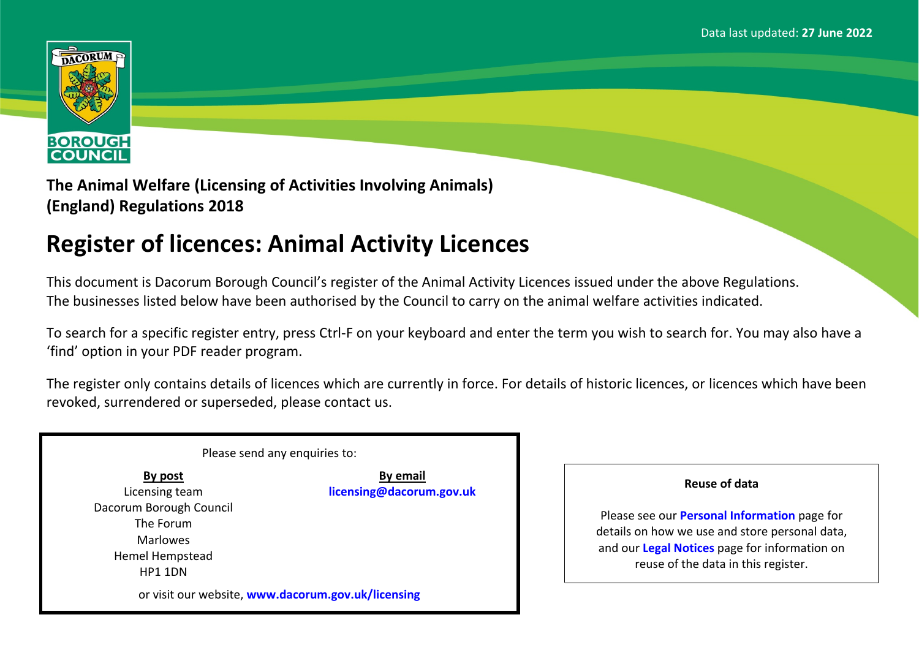Data last updated: **27 June 2022**

DACORUM BOROUGH COUNCIL

**The Animal Welfare (Licensing of Activities Involving Animals) (England) Regulations 2018**

# Register of licences: Animal Activity Licences

This document is Dacorum Borough Council's register of the Animal Activity Licences issued under the above Regulations. The businesses listed below have been authorised by the Council to carry on the animal welfare activities indicated.

To search for a specific register entry, press Ctrl-F on your keyboard and enter the term you wish to search for. You may also have a 'find' option in your PDF reader program.

The register only contains details of licences which are currently in force. For details of historic licences, or licences which have been revoked, surrendered or superseded, please contact us.

Please send any enquiries to:

**By post**

Licensing team
Dacorum Borough Council
The Forum
Marlowes
Hemel Hempstead
HP1 1DN

**By email**

**licensing@dacorum.gov.uk**

or visit our website, **www.dacorum.gov.uk/licensing**

**Reuse of data**

Please see our **Personal Information** page for details on how we use and store personal data, and our **Legal Notices** page for information on reuse of the data in this register.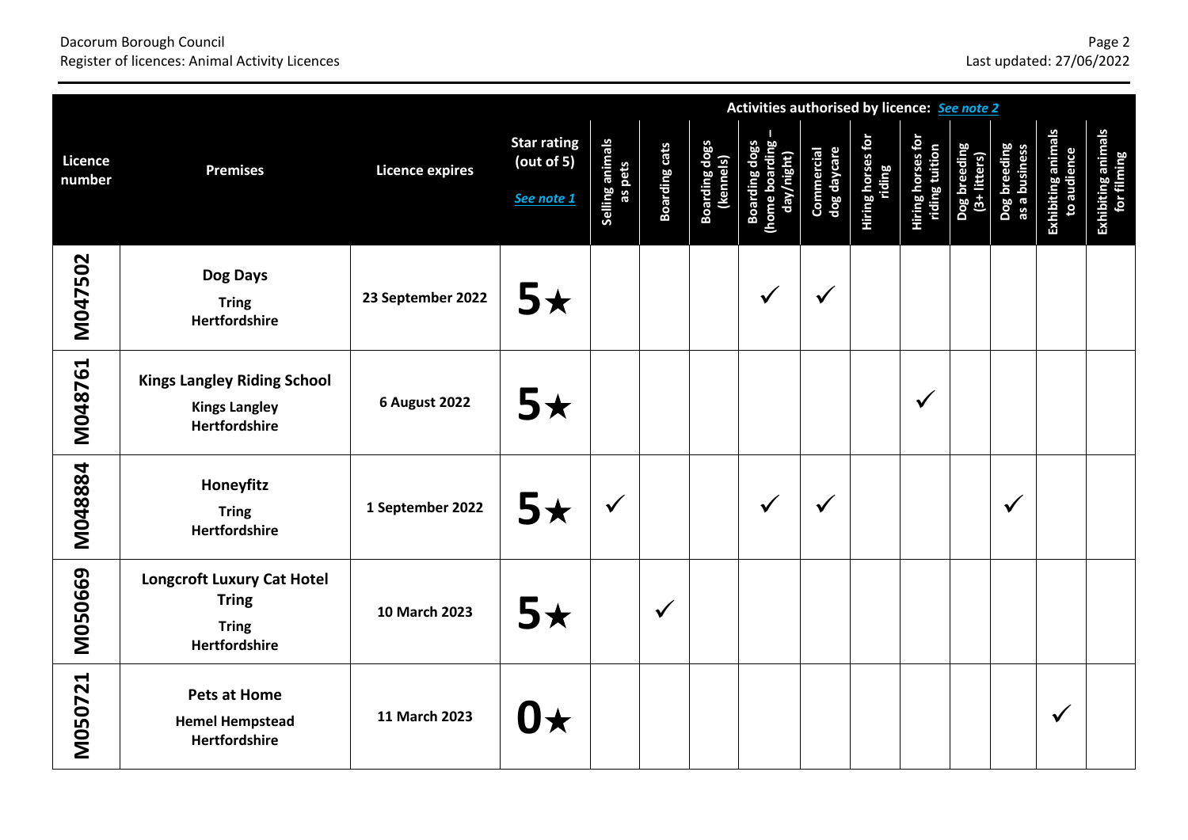| Licence number | Premises | Licence expires | Star rating (out of 5) *See note 1* | Activities authorised by licence: *See note 2* | | | | | | | | | | |
|---|---|---|---|---|---|---|---|---|---|---|---|---|---|---|
| | | | | Selling animals as pets | Boarding cats | Boarding dogs (kennels) | Boarding dogs (home boarding – day/night) | Commercial dog daycare | Hiring horses for riding | Hiring horses for riding tuition | Dog breeding (3+ litters) | Dog breeding as a business | Exhibiting animals to audience | Exhibiting animals for filming |
| **M047502** | **Dog Days** **Tring** **Hertfordshire** | **23 September 2022** | **5★** | | | | ✓ | ✓ | | | | | | |
| **M048761** | **Kings Langley Riding School** **Kings Langley** **Hertfordshire** | **6 August 2022** | **5★** | | | | | | | ✓ | | | | |
| **M048884** | **Honeyfitz** **Tring** **Hertfordshire** | **1 September 2022** | **5★** | ✓ | | | ✓ | ✓ | | | | ✓ | | |
| **M050669** | **Longcroft Luxury Cat Hotel Tring** **Tring** **Hertfordshire** | **10 March 2023** | **5★** | | ✓ | | | | | | | | | |
| **M050721** | **Pets at Home** **Hemel Hempstead** **Hertfordshire** | **11 March 2023** | **0★** | | | | | | | | | | ✓ | |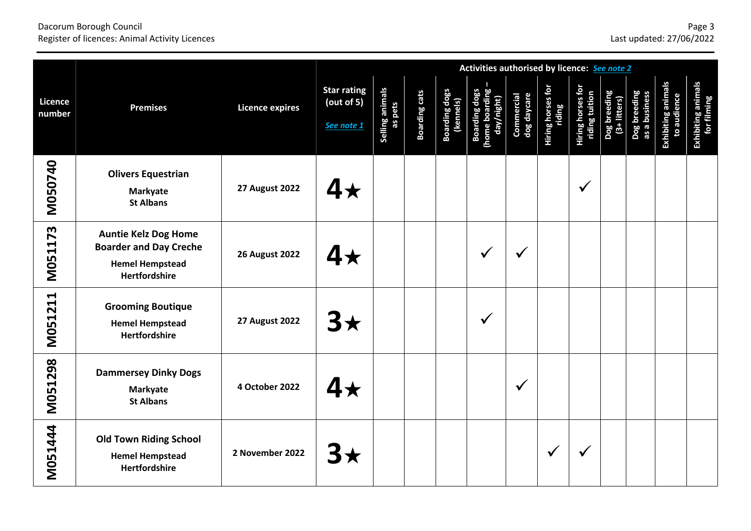| Licence number | Premises | Licence expires | Star rating (out of 5) *See note 1* | Selling animals as pets | Boarding cats | Boarding dogs (kennels) | Boarding dogs (home boarding – day/night) | Commercial dog daycare | Hiring horses for riding | Hiring horses for riding tuition | Dog breeding (3+ litters) | Dog breeding as a business | Exhibiting animals to audience | Exhibiting animals for filming |
|---|---|---|---|---|---|---|---|---|---|---|---|---|---|---|
| | | | | Activities authorised by licence: *See note 2* | | | | | | | | | | |
| **M050740** | **Olivers Equestrian** Markyate St Albans | **27 August 2022** | **4★** | | | | | | | ✓ | | | | |
| **M051173** | **Auntie Kelz Dog Home Boarder and Day Creche** Hemel Hempstead Hertfordshire | **26 August 2022** | **4★** | | | | ✓ | ✓ | | | | | | |
| **M051211** | **Grooming Boutique** Hemel Hempstead Hertfordshire | **27 August 2022** | **3★** | | | | ✓ | | | | | | | |
| **M051298** | **Dammersey Dinky Dogs** Markyate St Albans | **4 October 2022** | **4★** | | | | | ✓ | | | | | | |
| **M051444** | **Old Town Riding School** Hemel Hempstead Hertfordshire | **2 November 2022** | **3★** | | | | | | ✓ | ✓ | | | | |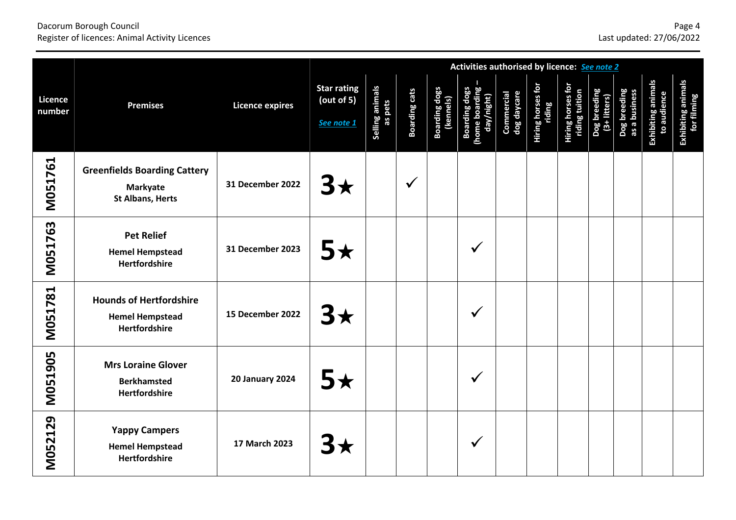| Licence number | Premises | Licence expires | Star rating (out of 5) *See note 1* | Activities authorised by licence: *See note 2* | | | | | | | | | | |
|---|---|---|---|---|---|---|---|---|---|---|---|---|---|---|
| | | | | Selling animals as pets | Boarding cats | Boarding dogs (kennels) | Boarding dogs (home boarding – day/night) | Commercial dog daycare | Hiring horses for riding | Hiring horses for riding tuition | Dog breeding (3+ litters) | Dog breeding as a business | Exhibiting animals to audience | Exhibiting animals for filming |
| **M051761** | **Greenfields Boarding Cattery** Markyate St Albans, Herts | **31 December 2022** | **3★** | | ✓ | | | | | | | | | |
| **M051763** | **Pet Relief** Hemel Hempstead Hertfordshire | **31 December 2023** | **5★** | | | | ✓ | | | | | | | |
| **M051781** | **Hounds of Hertfordshire** Hemel Hempstead Hertfordshire | **15 December 2022** | **3★** | | | | ✓ | | | | | | | |
| **M051905** | **Mrs Loraine Glover** Berkhamsted Hertfordshire | **20 January 2024** | **5★** | | | | ✓ | | | | | | | |
| **M052129** | **Yappy Campers** Hemel Hempstead Hertfordshire | **17 March 2023** | **3★** | | | | ✓ | | | | | | | |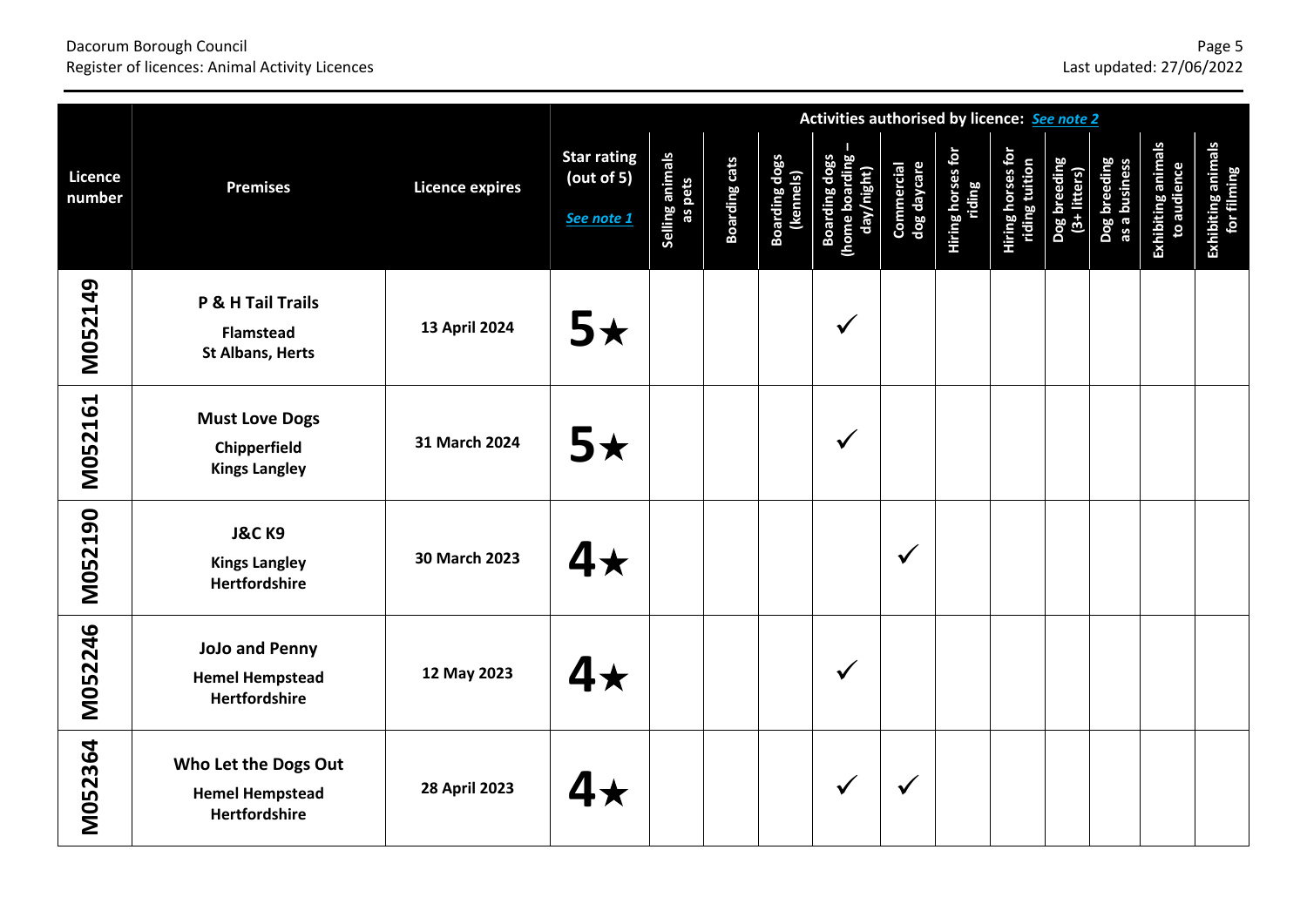| Licence number | Premises | Licence expires | Star rating (out of 5) *See note 1* | Activities authorised by licence: *See note 2* Selling animals as pets | Boarding cats | Boarding dogs (kennels) | Boarding dogs (home boarding – day/night) | Commercial dog daycare | Hiring horses for riding | Hiring horses for riding tuition | Dog breeding (3+ litters) | Dog breeding as a business | Exhibiting animals to audience | Exhibiting animals for filming |
|---|---|---|---|---|---|---|---|---|---|---|---|---|---|---|
| **M052149** | **P & H Tail Trails** Flamstead St Albans, Herts | 13 April 2024 | 5★ | | | | ✓ | | | | | | | |
| **M052161** | **Must Love Dogs** Chipperfield Kings Langley | 31 March 2024 | 5★ | | | | ✓ | | | | | | | |
| **M052190** | **J&C K9** Kings Langley Hertfordshire | 30 March 2023 | 4★ | | | | | ✓ | | | | | | |
| **M052246** | **JoJo and Penny** Hemel Hempstead Hertfordshire | 12 May 2023 | 4★ | | | | ✓ | | | | | | | |
| **M052364** | **Who Let the Dogs Out** Hemel Hempstead Hertfordshire | 28 April 2023 | 4★ | | | | ✓ | ✓ | | | | | | |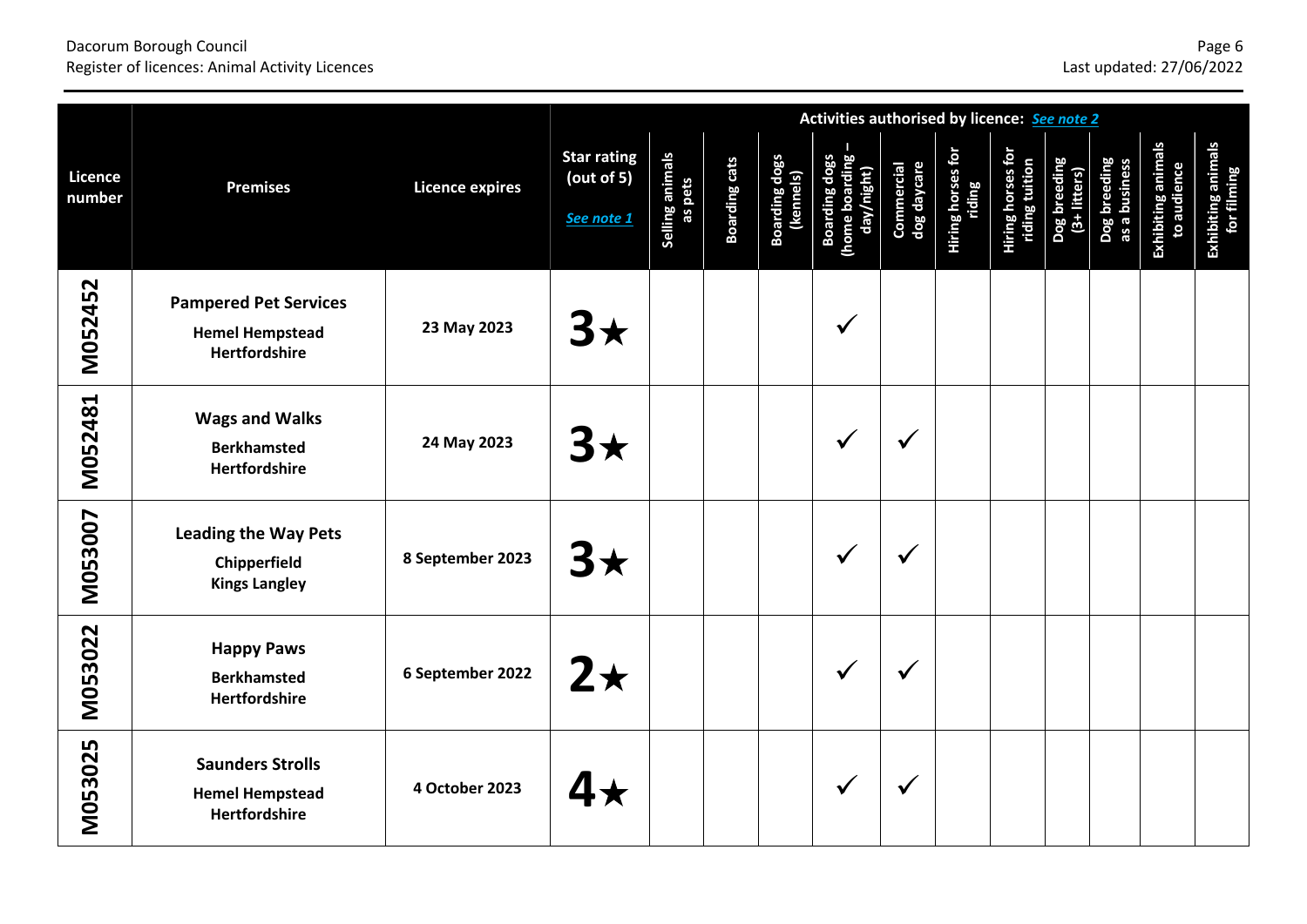| Licence number | Premises | Licence expires | Star rating (out of 5) *See note 1* | Activities authorised by licence: *See note 2* | | | | | | | | | | |
|---|---|---|---|---|---|---|---|---|---|---|---|---|---|---|
| | | | | Selling animals as pets | Boarding cats | Boarding dogs (kennels) | Boarding dogs (home boarding – day/night) | Commercial dog daycare | Hiring horses for riding | Hiring horses for riding tuition | Dog breeding (3+ litters) | Dog breeding as a business | Exhibiting animals to audience | Exhibiting animals for filming |
| **M052452** | **Pampered Pet Services** Hemel Hempstead Hertfordshire | **23 May 2023** | **3★** | | | | ✓ | | | | | | | |
| **M052481** | **Wags and Walks** Berkhamsted Hertfordshire | **24 May 2023** | **3★** | | | | ✓ | ✓ | | | | | | |
| **M053007** | **Leading the Way Pets** Chipperfield Kings Langley | **8 September 2023** | **3★** | | | | ✓ | ✓ | | | | | | |
| **M053022** | **Happy Paws** Berkhamsted Hertfordshire | **6 September 2022** | **2★** | | | | ✓ | ✓ | | | | | | |
| **M053025** | **Saunders Strolls** Hemel Hempstead Hertfordshire | **4 October 2023** | **4★** | | | | ✓ | ✓ | | | | | | |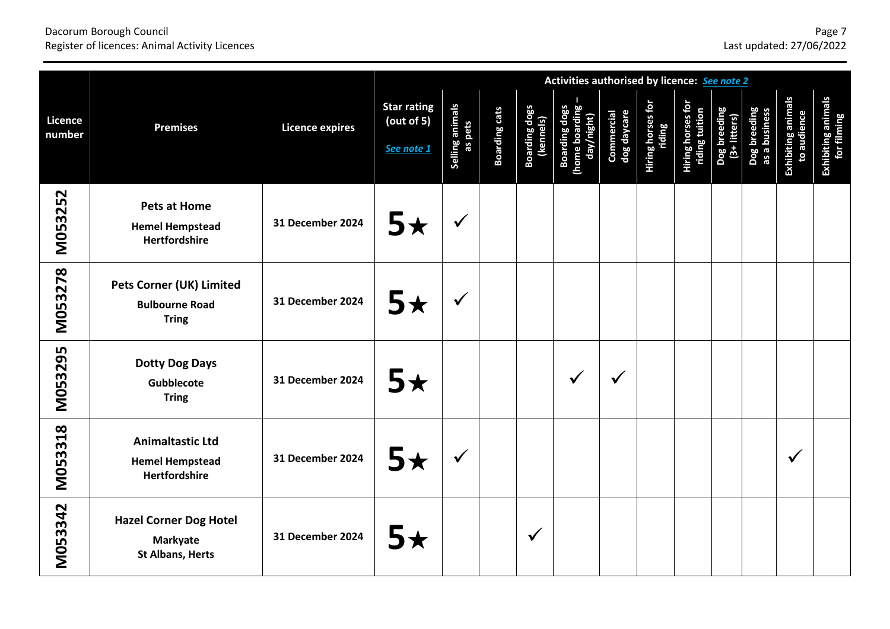| Licence number | Premises | Licence expires | Star rating (out of 5) *See note 1* | Activities authorised by licence: *See note 2* Selling animals as pets | Boarding cats | Boarding dogs (kennels) | Boarding dogs (home boarding – day/night) | Commercial dog daycare | Hiring horses for riding | Hiring horses for riding tuition | Dog breeding (3+ litters) | Dog breeding as a business | Exhibiting animals to audience | Exhibiting animals for filming |
|---|---|---|---|---|---|---|---|---|---|---|---|---|---|---|
| M053252 | **Pets at Home** Hemel Hempstead Hertfordshire | 31 December 2024 | 5★ | ✓ | | | | | | | | | | |
| M053278 | **Pets Corner (UK) Limited** Bulbourne Road Tring | 31 December 2024 | 5★ | ✓ | | | | | | | | | | |
| M053295 | **Dotty Dog Days** Gubblecote Tring | 31 December 2024 | 5★ | | | | ✓ | ✓ | | | | | | |
| M053318 | **Animaltastic Ltd** Hemel Hempstead Hertfordshire | 31 December 2024 | 5★ | ✓ | | | | | | | | | ✓ | |
| M053342 | **Hazel Corner Dog Hotel** Markyate St Albans, Herts | 31 December 2024 | 5★ | | | ✓ | | | | | | | | |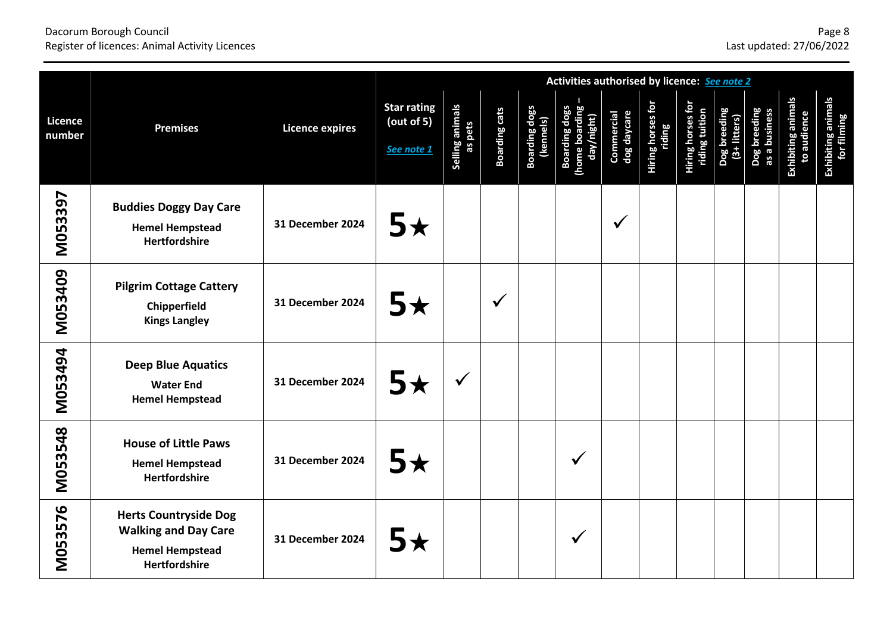| Licence number | Premises | Licence expires | Star rating (out of 5) *See note 1* | Activities authorised by licence: *See note 2* | | | | | | | | | | |
|---|---|---|---|---|---|---|---|---|---|---|---|---|---|---|
| | | | | Selling animals as pets | Boarding cats | Boarding dogs (kennels) | Boarding dogs (home boarding – day/night) | Commercial dog daycare | Hiring horses for riding | Hiring horses for riding tuition | Dog breeding (3+ litters) | Dog breeding as a business | Exhibiting animals to audience | Exhibiting animals for filming |
| **M053397** | **Buddies Doggy Day Care** Hemel Hempstead Hertfordshire | 31 December 2024 | 5★ | | | | | ✓ | | | | | | |
| **M053409** | **Pilgrim Cottage Cattery** Chipperfield Kings Langley | 31 December 2024 | 5★ | | ✓ | | | | | | | | | |
| **M053494** | **Deep Blue Aquatics** Water End Hemel Hempstead | 31 December 2024 | 5★ | ✓ | | | | | | | | | | |
| **M053548** | **House of Little Paws** Hemel Hempstead Hertfordshire | 31 December 2024 | 5★ | | | | ✓ | | | | | | | |
| **M053576** | **Herts Countryside Dog Walking and Day Care** Hemel Hempstead Hertfordshire | 31 December 2024 | 5★ | | | | ✓ | | | | | | | |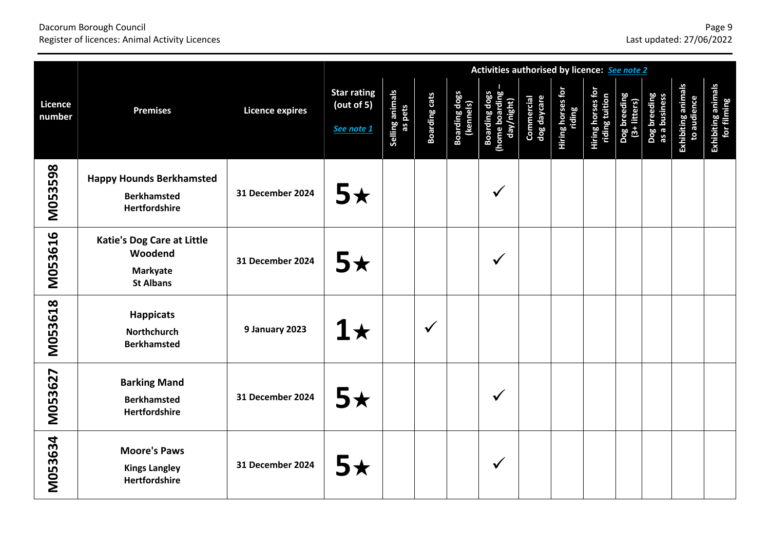| Licence number | Premises | Licence expires | Star rating (out of 5) *See note 1* | Activities authorised by licence: *See note 2* | | | | | | | | | | |
|---|---|---|---|---|---|---|---|---|---|---|---|---|---|---|
| | | | | Selling animals as pets | Boarding cats | Boarding dogs (kennels) | Boarding dogs (home boarding – day/night) | Commercial dog daycare | Hiring horses for riding | Hiring horses for riding tuition | Dog breeding (3+ litters) | Dog breeding as a business | Exhibiting animals to audience | Exhibiting animals for filming |
| **M053598** | **Happy Hounds Berkhamsted** **Berkhamsted Hertfordshire** | **31 December 2024** | **5★** | | | | ✓ | | | | | | | |
| **M053616** | **Katie's Dog Care at Little Woodend** **Markyate St Albans** | **31 December 2024** | **5★** | | | | ✓ | | | | | | | |
| **M053618** | **Happicats** **Northchurch Berkhamsted** | **9 January 2023** | **1★** | | ✓ | | | | | | | | | |
| **M053627** | **Barking Mand** **Berkhamsted Hertfordshire** | **31 December 2024** | **5★** | | | | ✓ | | | | | | | |
| **M053634** | **Moore's Paws** **Kings Langley Hertfordshire** | **31 December 2024** | **5★** | | | | ✓ | | | | | | | |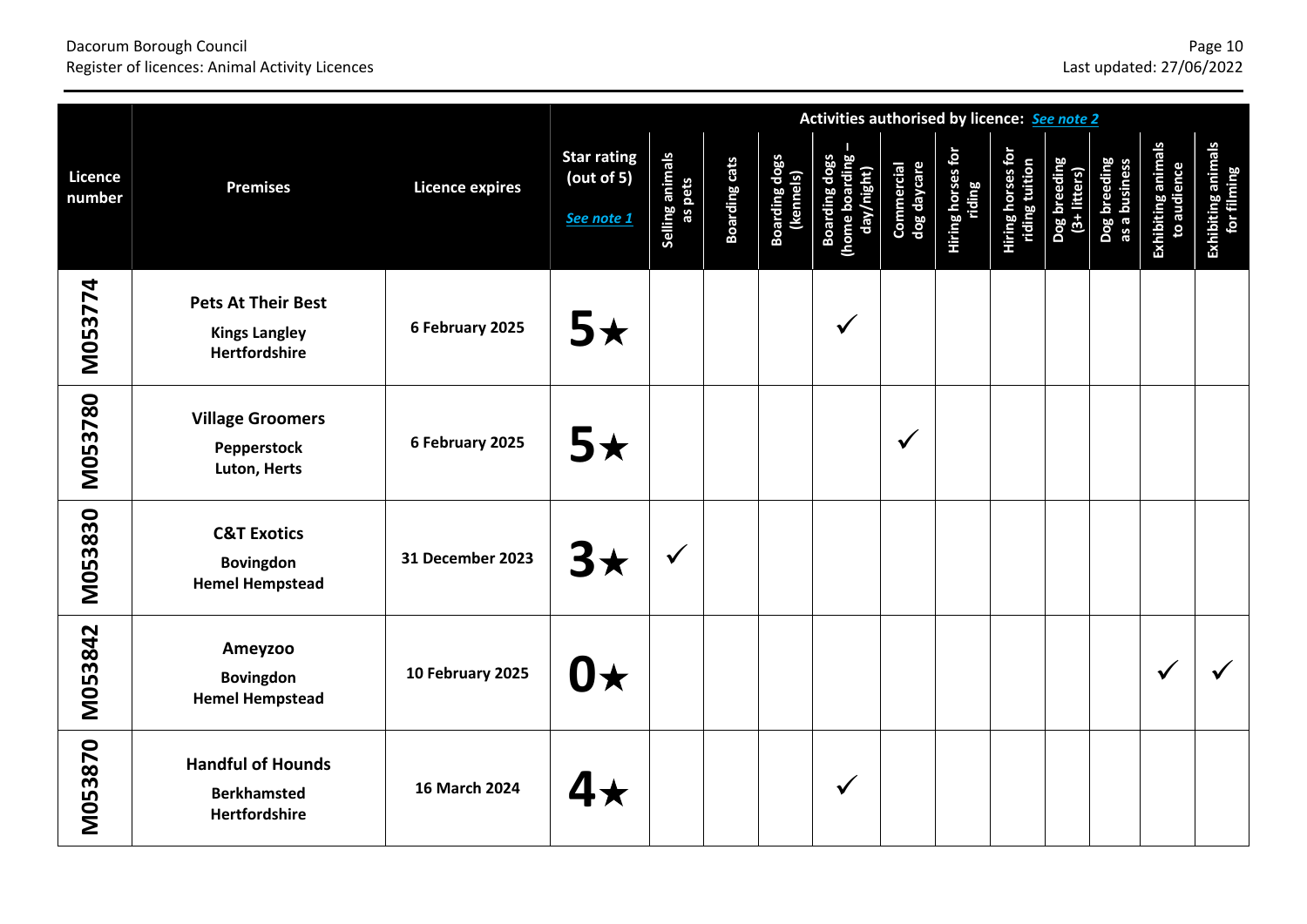| Licence number | Premises | Licence expires | Star rating (out of 5) *See note 1* | Selling animals as pets | Boarding cats | Boarding dogs (kennels) | Boarding dogs (home boarding – day/night) | Commercial dog daycare | Hiring horses for riding | Hiring horses for riding tuition | Dog breeding (3+ litters) | Dog breeding as a business | Exhibiting animals to audience | Exhibiting animals for filming |
|---|---|---|---|---|---|---|---|---|---|---|---|---|---|---|
| | | | | Activities authorised by licence: *See note 2* | | | | | | | | | | |
| M053774 | **Pets At Their Best** Kings Langley Hertfordshire | 6 February 2025 | 5★ | | | | ✓ | | | | | | | |
| M053780 | **Village Groomers** Pepperstock Luton, Herts | 6 February 2025 | 5★ | | | | | ✓ | | | | | | |
| M053830 | **C&T Exotics** Bovingdon Hemel Hempstead | 31 December 2023 | 3★ | ✓ | | | | | | | | | | |
| M053842 | **Ameyzoo** Bovingdon Hemel Hempstead | 10 February 2025 | 0★ | | | | | | | | | | ✓ | ✓ |
| M053870 | **Handful of Hounds** Berkhamsted Hertfordshire | 16 March 2024 | 4★ | | | | ✓ | | | | | | | |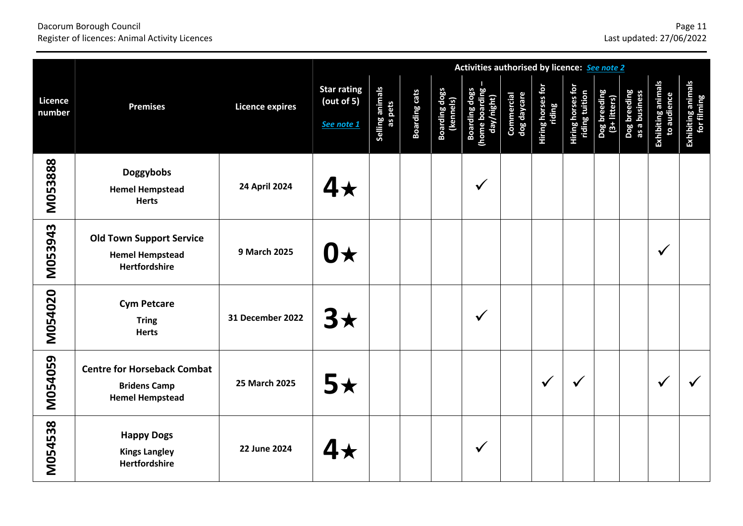| Licence number | Premises | Licence expires | Star rating (out of 5) *See note 1* | Activities authorised by licence: *See note 2* | | | | | | | | | | |
|---|---|---|---|---|---|---|---|---|---|---|---|---|---|---|
| | | | | Selling animals as pets | Boarding cats | Boarding dogs (kennels) | Boarding dogs (home boarding – day/night) | Commercial dog daycare | Hiring horses for riding | Hiring horses for riding tuition | Dog breeding (3+ litters) | Dog breeding as a business | Exhibiting animals to audience | Exhibiting animals for filming |
| **M053888** | **Doggybobs** **Hemel Hempstead** **Herts** | **24 April 2024** | **4★** | | | | ✓ | | | | | | | |
| **M053943** | **Old Town Support Service** **Hemel Hempstead** **Hertfordshire** | **9 March 2025** | **0★** | | | | | | | | | | ✓ | |
| **M054020** | **Cym Petcare** **Tring** **Herts** | **31 December 2022** | **3★** | | | | ✓ | | | | | | | |
| **M054059** | **Centre for Horseback Combat** **Bridens Camp** **Hemel Hempstead** | **25 March 2025** | **5★** | | | | | | ✓ | ✓ | | | ✓ | ✓ |
| **M054538** | **Happy Dogs** **Kings Langley** **Hertfordshire** | **22 June 2024** | **4★** | | | | ✓ | | | | | | | |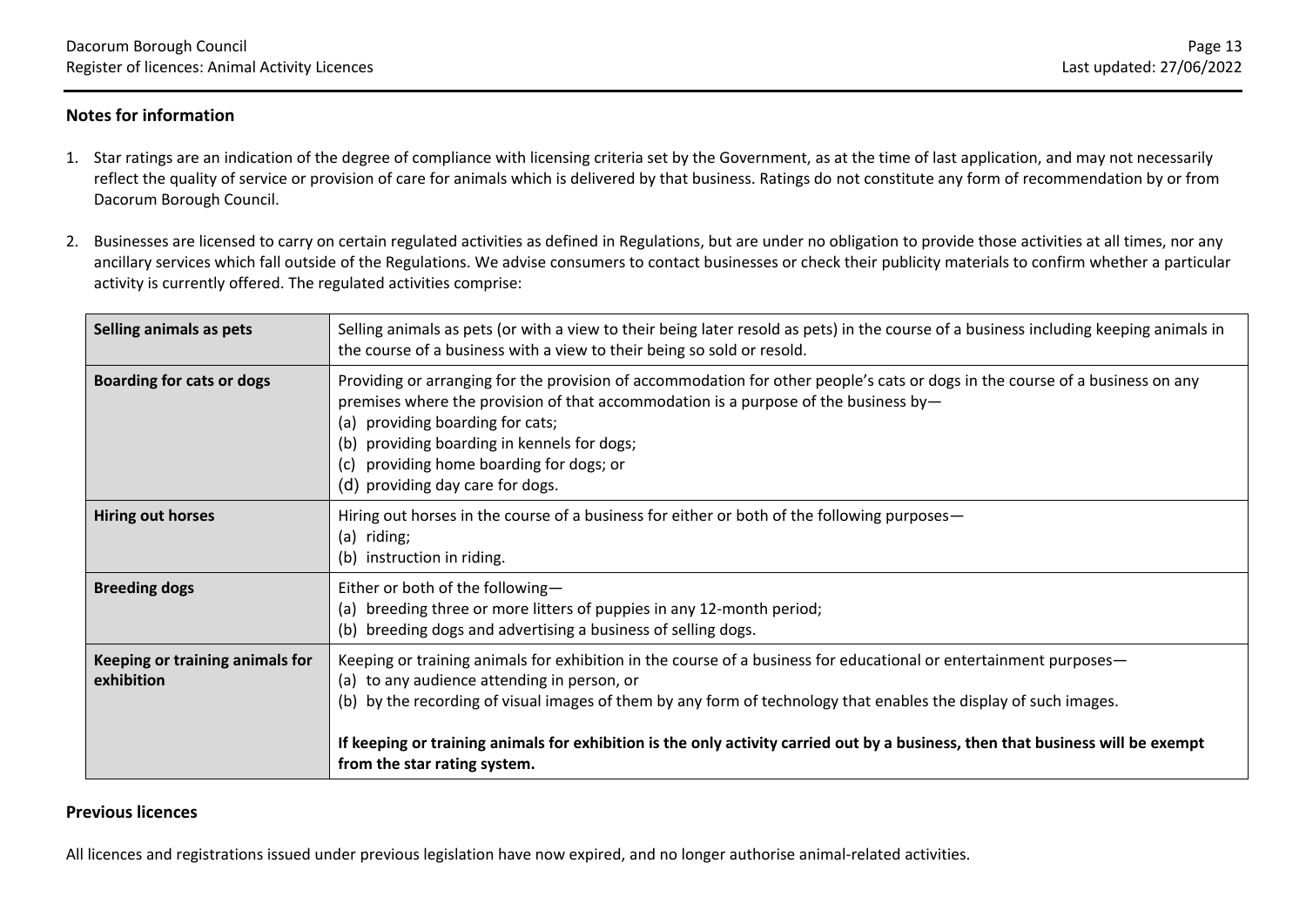## Notes for information

1. Star ratings are an indication of the degree of compliance with licensing criteria set by the Government, as at the time of last application, and may not necessarily reflect the quality of service or provision of care for animals which is delivered by that business. Ratings do not constitute any form of recommendation by or from Dacorum Borough Council.

2. Businesses are licensed to carry on certain regulated activities as defined in Regulations, but are under no obligation to provide those activities at all times, nor any ancillary services which fall outside of the Regulations. We advise consumers to contact businesses or check their publicity materials to confirm whether a particular activity is currently offered. The regulated activities comprise:

| | |
|---|---|
| **Selling animals as pets** | Selling animals as pets (or with a view to their being later resold as pets) in the course of a business including keeping animals in the course of a business with a view to their being so sold or resold. |
| **Boarding for cats or dogs** | Providing or arranging for the provision of accommodation for other people's cats or dogs in the course of a business on any premises where the provision of that accommodation is a purpose of the business by— (a) providing boarding for cats; (b) providing boarding in kennels for dogs; (c) providing home boarding for dogs; or (d) providing day care for dogs. |
| **Hiring out horses** | Hiring out horses in the course of a business for either or both of the following purposes— (a) riding; (b) instruction in riding. |
| **Breeding dogs** | Either or both of the following— (a) breeding three or more litters of puppies in any 12-month period; (b) breeding dogs and advertising a business of selling dogs. |
| **Keeping or training animals for exhibition** | Keeping or training animals for exhibition in the course of a business for educational or entertainment purposes— (a) to any audience attending in person, or (b) by the recording of visual images of them by any form of technology that enables the display of such images. **If keeping or training animals for exhibition is the only activity carried out by a business, then that business will be exempt from the star rating system.** |

## Previous licences

All licences and registrations issued under previous legislation have now expired, and no longer authorise animal-related activities.